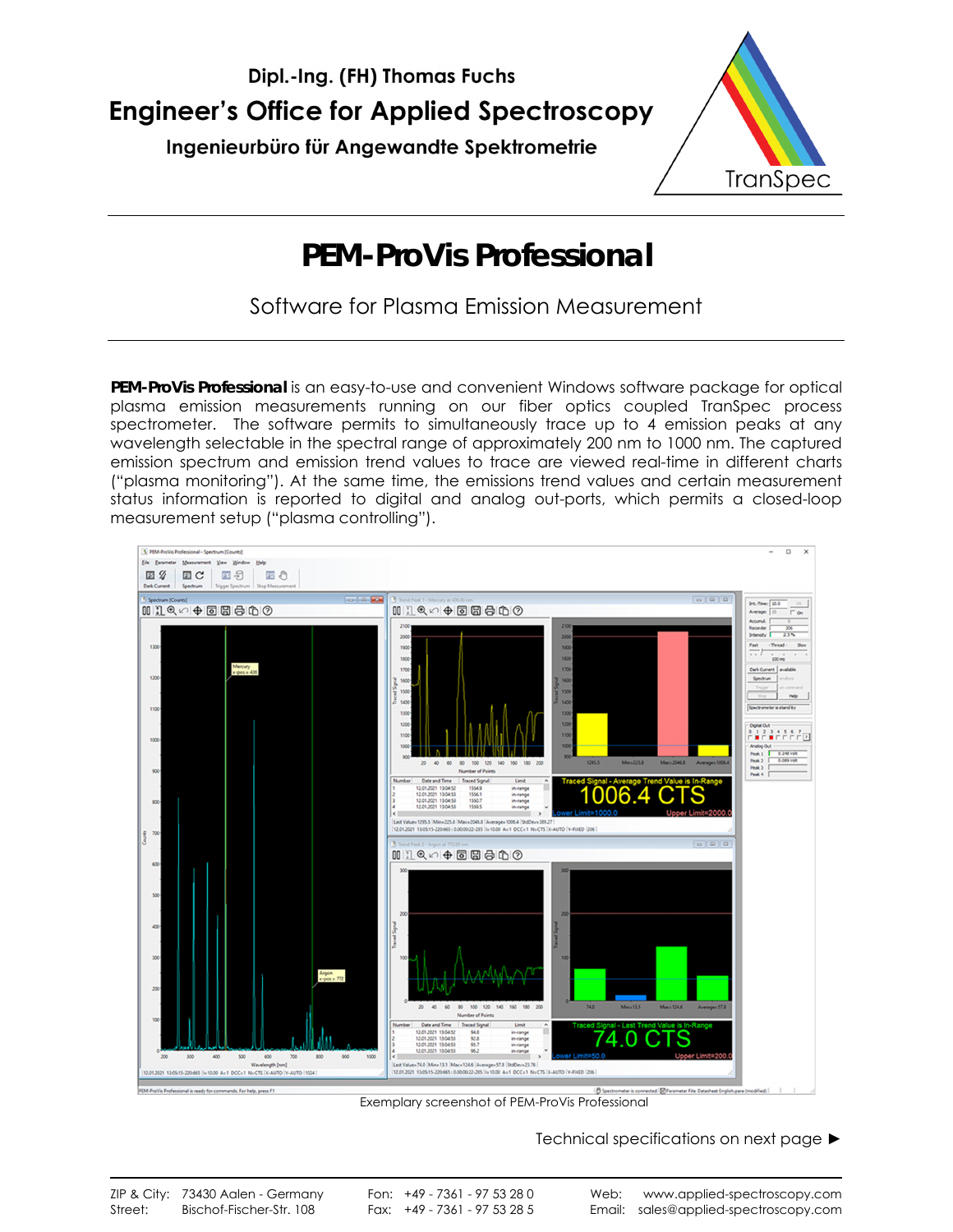Dipl.-Ing. (FH) Thomas Fuchs

# Engineer's Office for Applied Spectroscopy

Ingenieurbüro für Angewandte Spektrometrie

TranSpec

# PEM-ProVis Professional

Software for Plasma Emission Measurement

**PEM-ProVis Professional** is an easy-to-use and convenient Windows software package for optical plasma emission measurements running on our fiber optics coupled TranSpec process spectrometer. The software permits to simultaneously trace up to 4 emission peaks at any wavelength selectable in the spectral range of approximately 200 nm to 1000 nm. The captured emission spectrum and emission trend values to trace are viewed real-time in different charts ("plasma monitoring"). At the same time, the emissions trend values and certain measurement status information is reported to digital and analog out-ports, which permits a closed-loop measurement setup ("plasma controlling").

Exemplary screenshot of PEM-ProVis Professional

Technical specifications on next page ►

ZIP & City: 73430 Aalen - Germany
Street: Bischof-Fischer-Str. 108
Fon: +49 - 7361 - 97 53 28 0
Fax: +49 - 7361 - 97 53 28 5
Web: www.applied-spectroscopy.com
Email: sales@applied-spectroscopy.com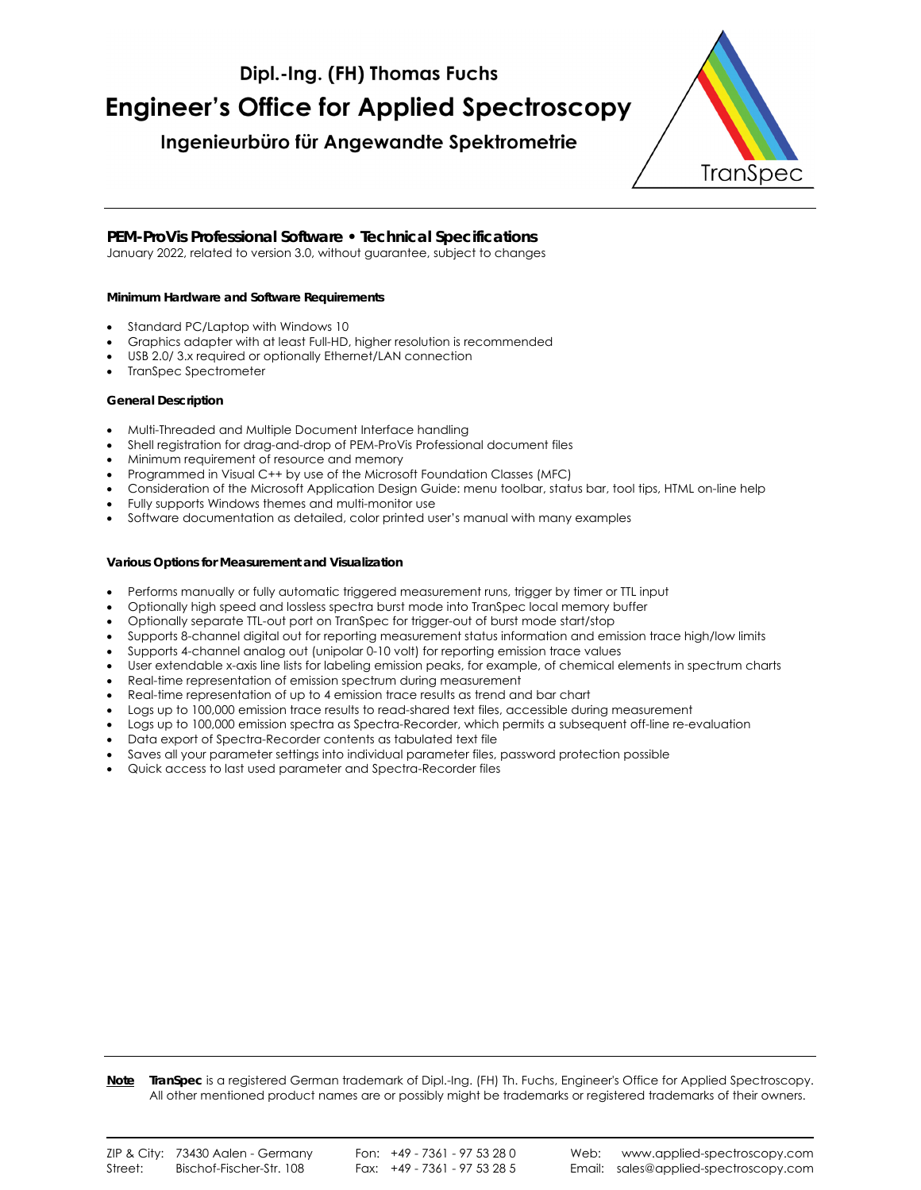# Dipl.-Ing. (FH) Thomas Fuchs

# Engineer's Office for Applied Spectroscopy

## Ingenieurbüro für Angewandte Spektrometrie

TranSpec

## PEM-ProVis Professional Software • Technical Specifications

January 2022, related to version 3.0, without guarantee, subject to changes

### Minimum Hardware and Software Requirements

- Standard PC/Laptop with Windows 10
- Graphics adapter with at least Full-HD, higher resolution is recommended
- USB 2.0/ 3.x required or optionally Ethernet/LAN connection
- TranSpec Spectrometer

### General Description

- Multi-Threaded and Multiple Document Interface handling
- Shell registration for drag-and-drop of PEM-ProVis Professional document files
- Minimum requirement of resource and memory
- Programmed in Visual C++ by use of the Microsoft Foundation Classes (MFC)
- Consideration of the Microsoft Application Design Guide: menu toolbar, status bar, tool tips, HTML on-line help
- Fully supports Windows themes and multi-monitor use
- Software documentation as detailed, color printed user's manual with many examples

### Various Options for Measurement and Visualization

- Performs manually or fully automatic triggered measurement runs, trigger by timer or TTL input
- Optionally high speed and lossless spectra burst mode into TranSpec local memory buffer
- Optionally separate TTL-out port on TranSpec for trigger-out of burst mode start/stop
- Supports 8-channel digital out for reporting measurement status information and emission trace high/low limits
- Supports 4-channel analog out (unipolar 0-10 volt) for reporting emission trace values
- User extendable x-axis line lists for labeling emission peaks, for example, of chemical elements in spectrum charts
- Real-time representation of emission spectrum during measurement
- Real-time representation of up to 4 emission trace results as trend and bar chart
- Logs up to 100,000 emission trace results to read-shared text files, accessible during measurement
- Logs up to 100,000 emission spectra as Spectra-Recorder, which permits a subsequent off-line re-evaluation
- Data export of Spectra-Recorder contents as tabulated text file
- Saves all your parameter settings into individual parameter files, password protection possible
- Quick access to last used parameter and Spectra-Recorder files

**Note** **TranSpec** is a registered German trademark of Dipl.-Ing. (FH) Th. Fuchs, Engineer's Office for Applied Spectroscopy. All other mentioned product names are or possibly might be trademarks or registered trademarks of their owners.

ZIP & City: 73430 Aalen - Germany
Street: Bischof-Fischer-Str. 108
Fon: +49 - 7361 - 97 53 28 0
Fax: +49 - 7361 - 97 53 28 5
Web: www.applied-spectroscopy.com
Email: sales@applied-spectroscopy.com